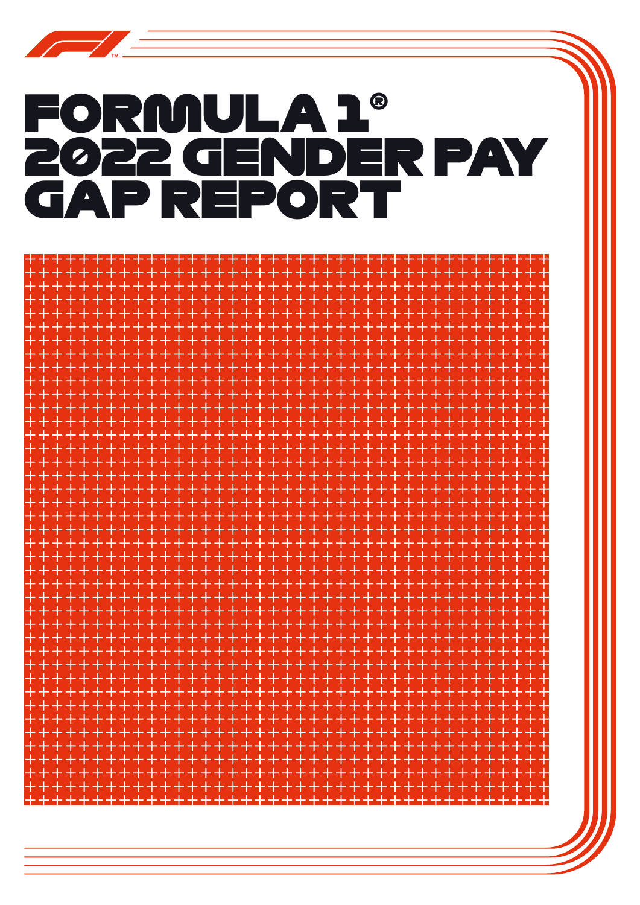# FORMULA 1® 2022 GENDER PAY GAP REPORT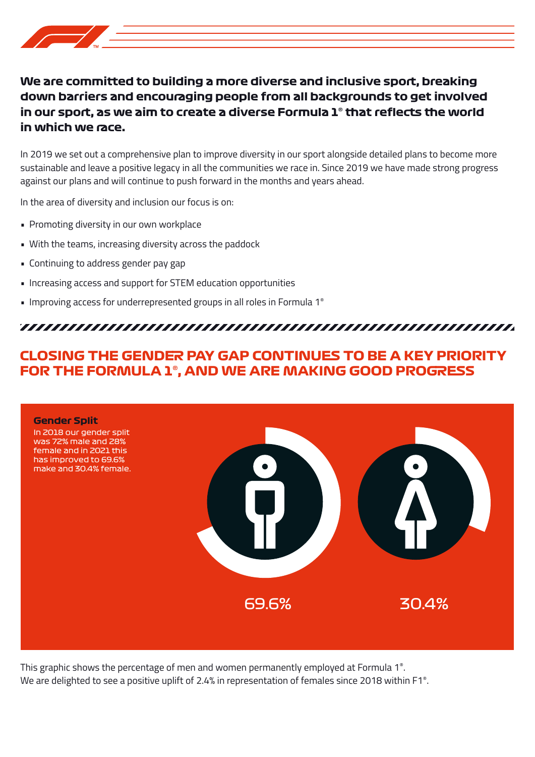**We are committed to building a more diverse and inclusive sport, breaking down barriers and encouraging people from all backgrounds to get involved in our sport, as we aim to create a diverse Formula 1® that reflects the world in which we race.**

In 2019 we set out a comprehensive plan to improve diversity in our sport alongside detailed plans to become more sustainable and leave a positive legacy in all the communities we race in. Since 2019 we have made strong progress against our plans and will continue to push forward in the months and years ahead.

In the area of diversity and inclusion our focus is on:

- Promoting diversity in our own workplace
- With the teams, increasing diversity across the paddock
- Continuing to address gender pay gap
- Increasing access and support for STEM education opportunities
- Improving access for underrepresented groups in all roles in Formula 1®

## CLOSING THE GENDER PAY GAP CONTINUES TO BE A KEY PRIORITY FOR THE FORMULA 1®, AND WE ARE MAKING GOOD PROGRESS

**Gender Split**

In 2018 our gender split was 72% male and 28% female and in 2021 this has improved to 69.6% make and 30.4% female.

69.6%

30.4%

This graphic shows the percentage of men and women permanently employed at Formula 1®.
We are delighted to see a positive uplift of 2.4% in representation of females since 2018 within F1®.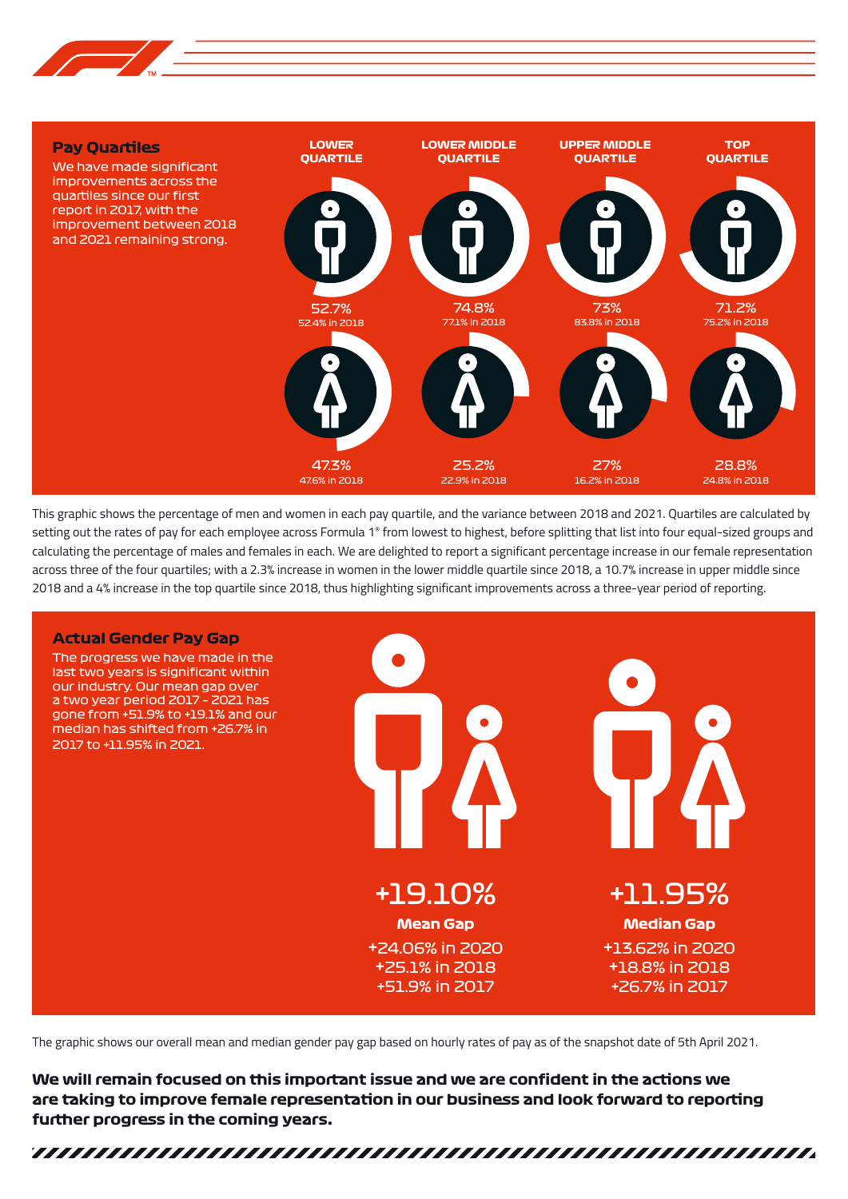## Pay Quartiles

We have made significant improvements across the quartiles since our first report in 2017, with the improvement between 2018 and 2021 remaining strong.

LOWER QUARTILE

52.7%
52.4% in 2018

47.3%
47.6% in 2018

LOWER MIDDLE QUARTILE

74.8%
77.1% in 2018

25.2%
22.9% in 2018

UPPER MIDDLE QUARTILE

73%
83.8% in 2018

27%
16.2% in 2018

TOP QUARTILE

71.2%
75.2% in 2018

28.8%
24.8% in 2018

This graphic shows the percentage of men and women in each pay quartile, and the variance between 2018 and 2021. Quartiles are calculated by setting out the rates of pay for each employee across Formula 1® from lowest to highest, before splitting that list into four equal-sized groups and calculating the percentage of males and females in each. We are delighted to report a significant percentage increase in our female representation across three of the four quartiles; with a 2.3% increase in women in the lower middle quartile since 2018, a 10.7% increase in upper middle since 2018 and a 4% increase in the top quartile since 2018, thus highlighting significant improvements across a three-year period of reporting.

## Actual Gender Pay Gap

The progress we have made in the last two years is significant within our industry. Our mean gap over a two year period 2017 - 2021 has gone from +51.9% to +19.1% and our median has shifted from +26.7% in 2017 to +11.95% in 2021.

+19.10%
**Mean Gap**
+24.06% in 2020
+25.1% in 2018
+51.9% in 2017

+11.95%
**Median Gap**
+13.62% in 2020
+18.8% in 2018
+26.7% in 2017

The graphic shows our overall mean and median gender pay gap based on hourly rates of pay as of the snapshot date of 5th April 2021.

**We will remain focused on this important issue and we are confident in the actions we are taking to improve female representation in our business and look forward to reporting further progress in the coming years.**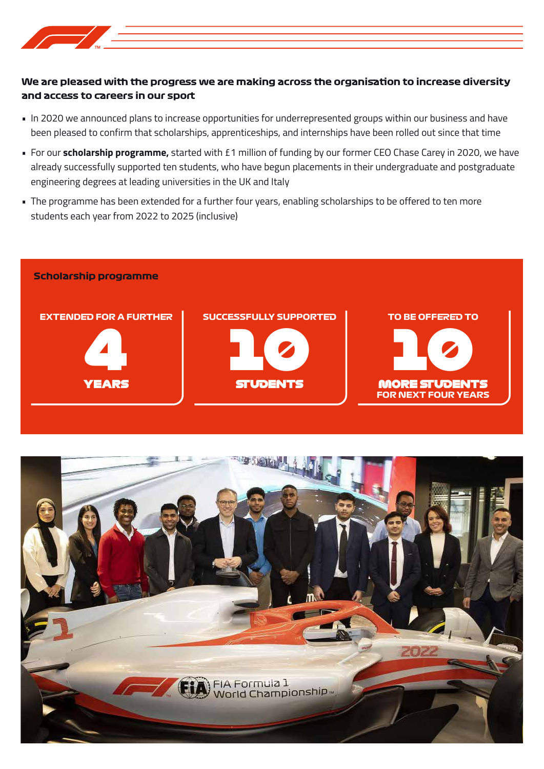**We are pleased with the progress we are making across the organisation to increase diversity and access to careers in our sport**

- In 2020 we announced plans to increase opportunities for underrepresented groups within our business and have been pleased to confirm that scholarships, apprenticeships, and internships have been rolled out since that time
- For our **scholarship programme,** started with £1 million of funding by our former CEO Chase Carey in 2020, we have already successfully supported ten students, who have begun placements in their undergraduate and postgraduate engineering degrees at leading universities in the UK and Italy
- The programme has been extended for a further four years, enabling scholarships to be offered to ten more students each year from 2022 to 2025 (inclusive)

**Scholarship programme**

EXTENDED FOR A FURTHER
4
YEARS

SUCCESSFULLY SUPPORTED
10
STUDENTS

TO BE OFFERED TO
10
MORE STUDENTS
FOR NEXT FOUR YEARS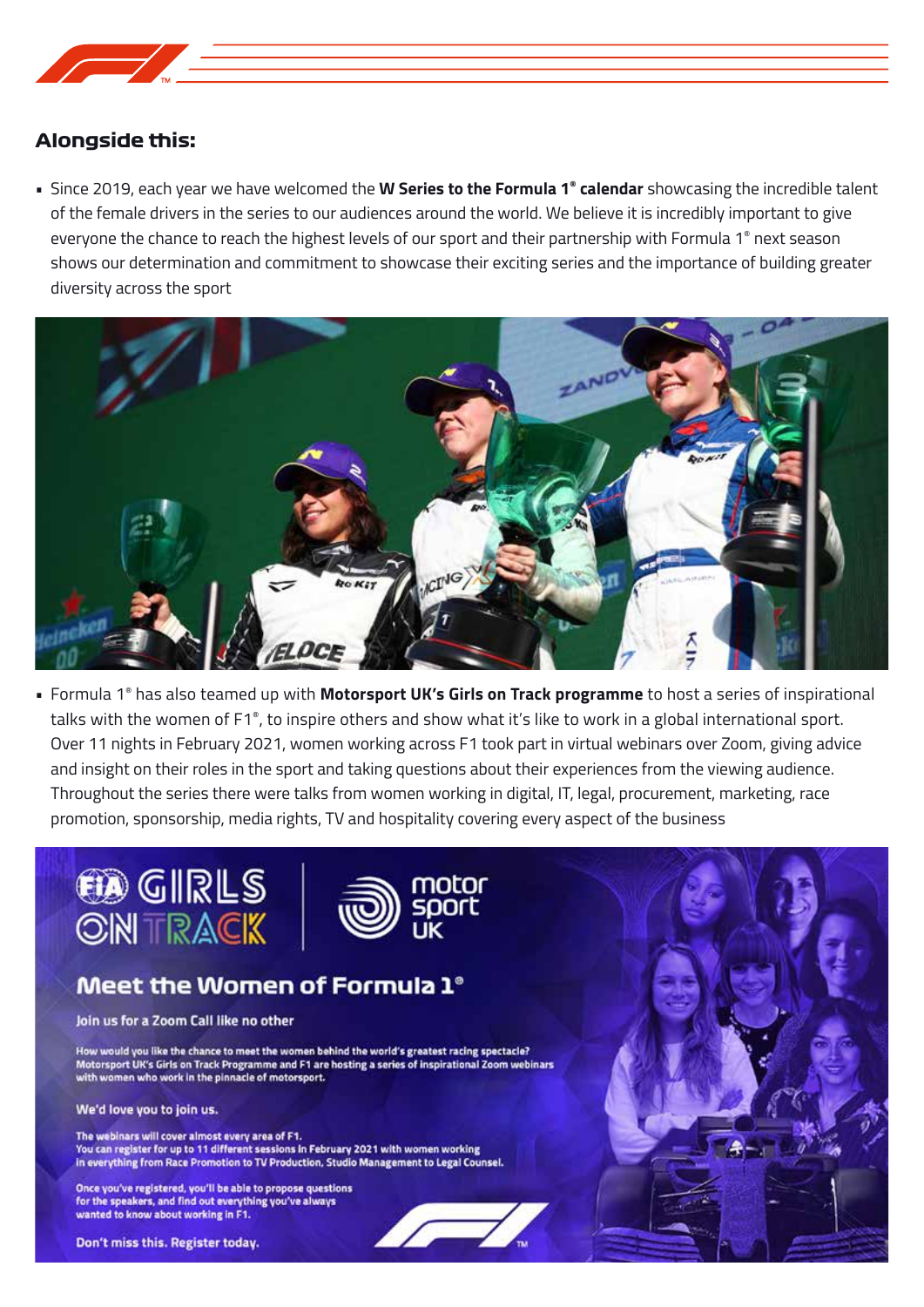## Alongside this:

- Since 2019, each year we have welcomed the **W Series to the Formula 1® calendar** showcasing the incredible talent of the female drivers in the series to our audiences around the world. We believe it is incredibly important to give everyone the chance to reach the highest levels of our sport and their partnership with Formula 1® next season shows our determination and commitment to showcase their exciting series and the importance of building greater diversity across the sport

- Formula 1® has also teamed up with **Motorsport UK's Girls on Track programme** to host a series of inspirational talks with the women of F1®, to inspire others and show what it's like to work in a global international sport. Over 11 nights in February 2021, women working across F1 took part in virtual webinars over Zoom, giving advice and insight on their roles in the sport and taking questions about their experiences from the viewing audience. Throughout the series there were talks from women working in digital, IT, legal, procurement, marketing, race promotion, sponsorship, media rights, TV and hospitality covering every aspect of the business

FIA GIRLS ON TRACK | motor sport UK

### Meet the Women of Formula 1®

Join us for a Zoom Call like no other

How would you like the chance to meet the women behind the world's greatest racing spectacle? Motorsport UK's Girls on Track Programme and F1 are hosting a series of inspirational Zoom webinars with women who work in the pinnacle of motorsport.

We'd love you to join us.

The webinars will cover almost every area of F1. You can register for up to 11 different sessions in February 2021 with women working in everything from Race Promotion to TV Production, Studio Management to Legal Counsel.

Once you've registered, you'll be able to propose questions for the speakers, and find out everything you've always wanted to know about working in F1.

Don't miss this. Register today.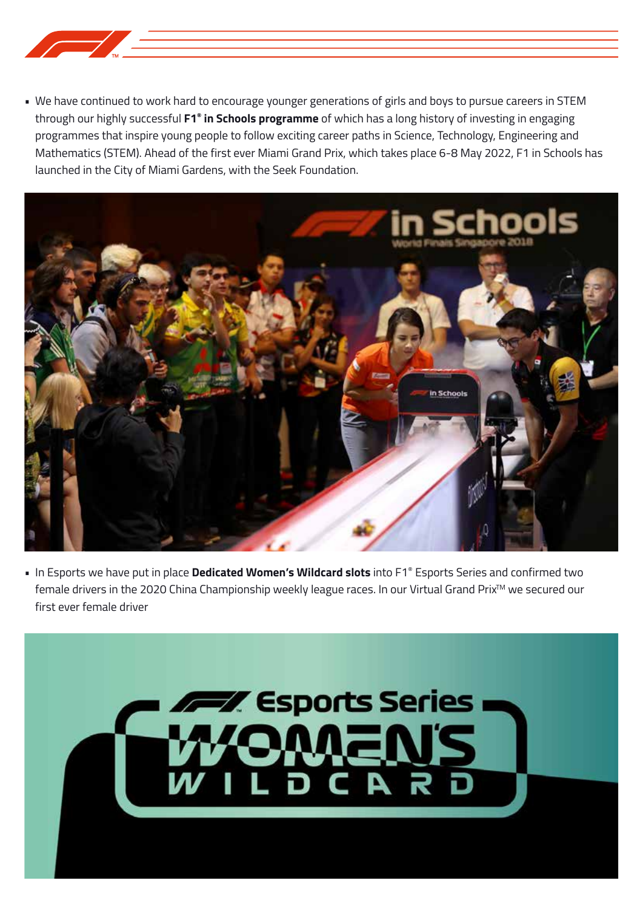- We have continued to work hard to encourage younger generations of girls and boys to pursue careers in STEM through our highly successful **F1® in Schools programme** of which has a long history of investing in engaging programmes that inspire young people to follow exciting career paths in Science, Technology, Engineering and Mathematics (STEM). Ahead of the first ever Miami Grand Prix, which takes place 6-8 May 2022, F1 in Schools has launched in the City of Miami Gardens, with the Seek Foundation.

- In Esports we have put in place **Dedicated Women's Wildcard slots** into F1® Esports Series and confirmed two female drivers in the 2020 China Championship weekly league races. In our Virtual Grand Prix™ we secured our first ever female driver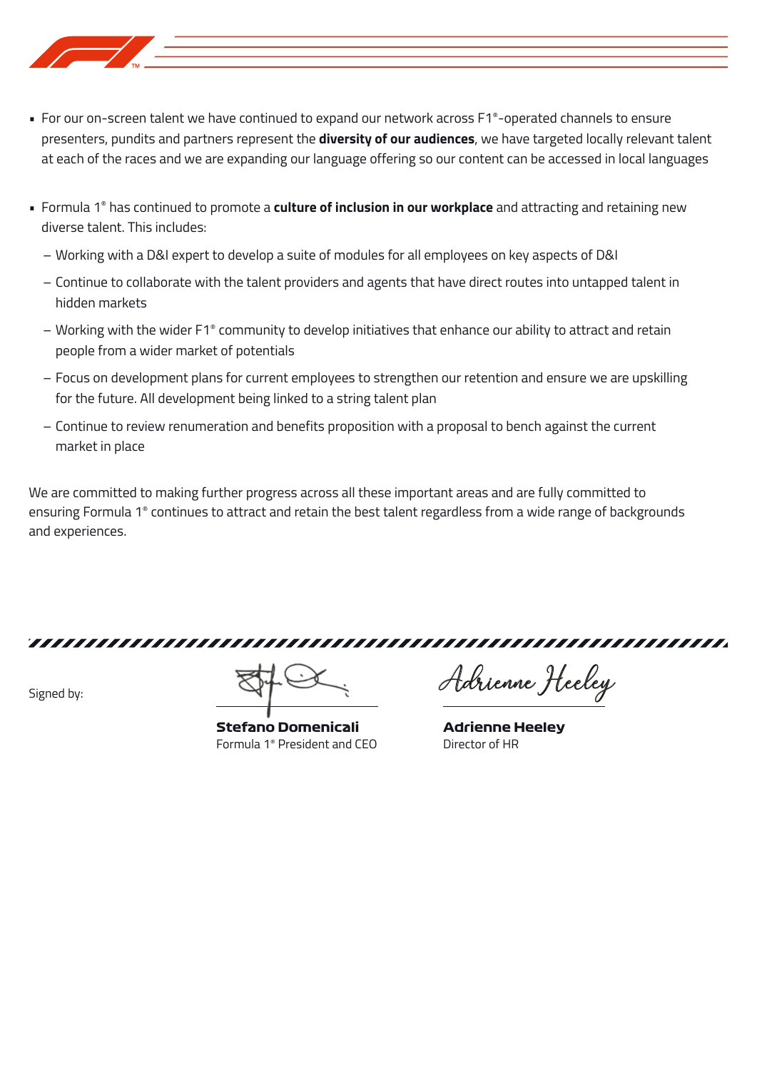- For our on-screen talent we have continued to expand our network across F1®-operated channels to ensure presenters, pundits and partners represent the **diversity of our audiences**, we have targeted locally relevant talent at each of the races and we are expanding our language offering so our content can be accessed in local languages

- Formula 1® has continued to promote a **culture of inclusion in our workplace** and attracting and retaining new diverse talent. This includes:
  - Working with a D&I expert to develop a suite of modules for all employees on key aspects of D&I
  - Continue to collaborate with the talent providers and agents that have direct routes into untapped talent in hidden markets
  - Working with the wider F1® community to develop initiatives that enhance our ability to attract and retain people from a wider market of potentials
  - Focus on development plans for current employees to strengthen our retention and ensure we are upskilling for the future. All development being linked to a string talent plan
  - Continue to review renumeration and benefits proposition with a proposal to bench against the current market in place

We are committed to making further progress across all these important areas and are fully committed to ensuring Formula 1® continues to attract and retain the best talent regardless from a wide range of backgrounds and experiences.

Signed by:

**Stefano Domenicali**
Formula 1® President and CEO

**Adrienne Heeley**
Director of HR